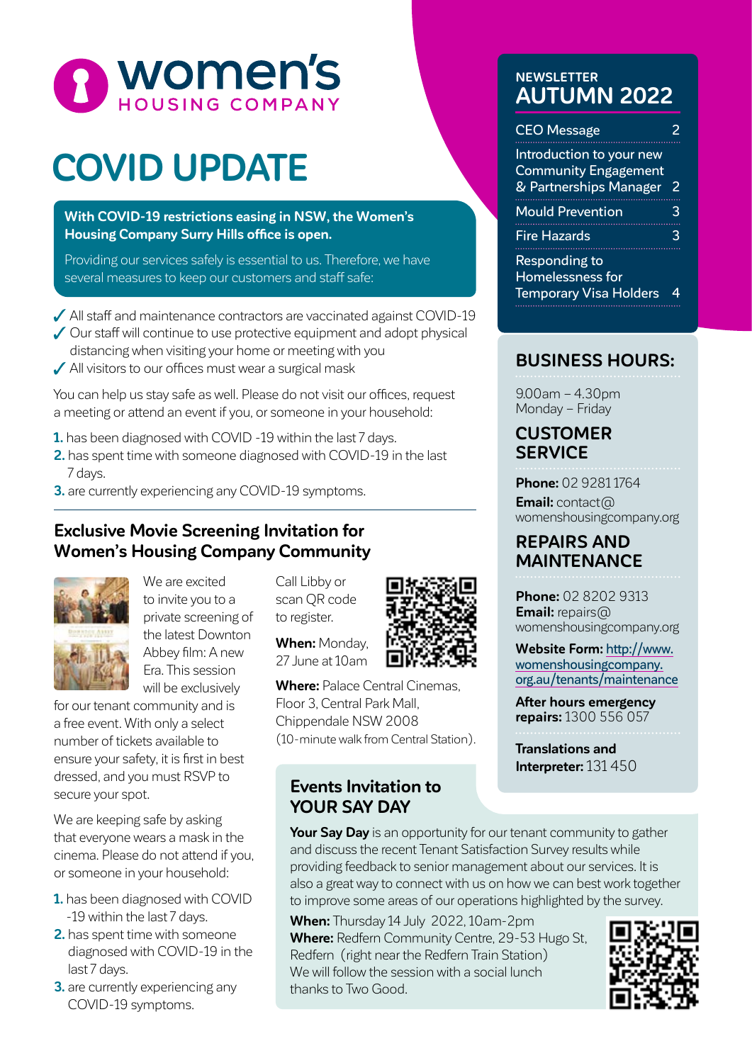# women's HOUSING COMPANY

# COVID UPDATE

**With COVID-19 restrictions easing in NSW, the Women's Housing Company Surry Hills office is open.**

Providing our services safely is essential to us. Therefore, we have several measures to keep our customers and staff safe:

- ✓ All staff and maintenance contractors are vaccinated against COVID-19
- ✓ Our staff will continue to use protective equipment and adopt physical distancing when visiting your home or meeting with you
- ✓ All visitors to our offices must wear a surgical mask

You can help us stay safe as well. Please do not visit our offices, request a meeting or attend an event if you, or someone in your household:

1. has been diagnosed with COVID -19 within the last 7 days.
2. has spent time with someone diagnosed with COVID-19 in the last 7 days.
3. are currently experiencing any COVID-19 symptoms.

## Exclusive Movie Screening Invitation for Women's Housing Company Community

We are excited to invite you to a private screening of the latest Downton Abbey film: A new Era. This session will be exclusively for our tenant community and is a free event. With only a select number of tickets available to ensure your safety, it is first in best dressed, and you must RSVP to secure your spot.

We are keeping safe by asking that everyone wears a mask in the cinema. Please do not attend if you, or someone in your household:

1. has been diagnosed with COVID -19 within the last 7 days.
2. has spent time with someone diagnosed with COVID-19 in the last 7 days.
3. are currently experiencing any COVID-19 symptoms.

Call Libby or scan QR code to register.

**When:** Monday, 27 June at 10am

**Where:** Palace Central Cinemas, Floor 3, Central Park Mall, Chippendale NSW 2008 (10-minute walk from Central Station).

## Events Invitation to YOUR SAY DAY

**Your Say Day** is an opportunity for our tenant community to gather and discuss the recent Tenant Satisfaction Survey results while providing feedback to senior management about our services. It is also a great way to connect with us on how we can best work together to improve some areas of our operations highlighted by the survey.

**When:** Thursday 14 July 2022, 10am-2pm
**Where:** Redfern Community Centre, 29-53 Hugo St, Redfern (right near the Redfern Train Station)
We will follow the session with a social lunch thanks to Two Good.

---

## NEWSLETTER AUTUMN 2022

| | |
|---|---|
| CEO Message | 2 |
| Introduction to your new Community Engagement & Partnerships Manager | 2 |
| Mould Prevention | 3 |
| Fire Hazards | 3 |
| Responding to Homelessness for Temporary Visa Holders | 4 |

## BUSINESS HOURS:

9.00am – 4.30pm
Monday – Friday

## CUSTOMER SERVICE

**Phone:** 02 9281 1764
**Email:** contact@womenshousingcompany.org

## REPAIRS AND MAINTENANCE

**Phone:** 02 8202 9313
**Email:** repairs@womenshousingcompany.org

**Website Form:** http://www.womenshousingcompany.org.au/tenants/maintenance

**After hours emergency repairs:** 1300 556 057

**Translations and Interpreter:** 131 450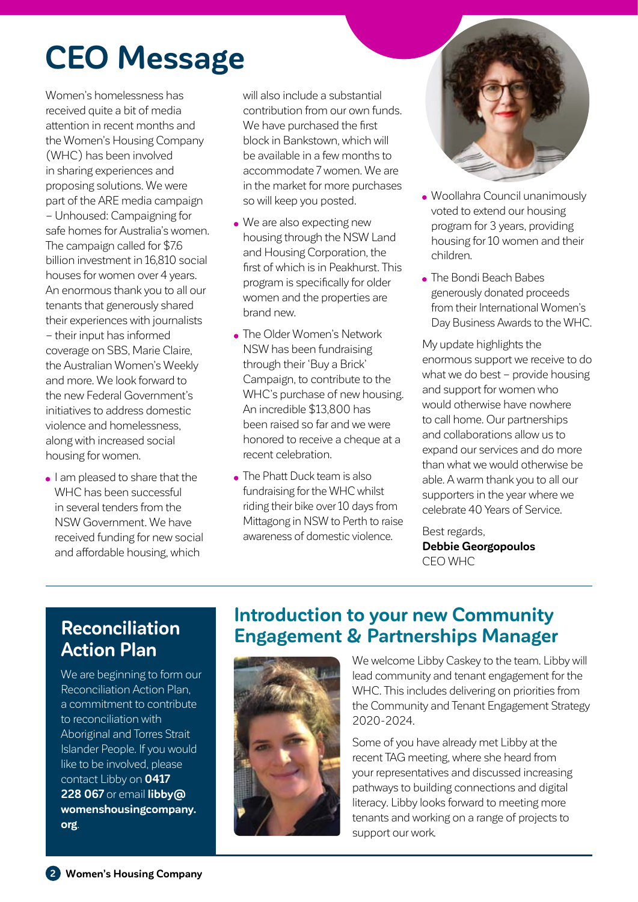# CEO Message

Women's homelessness has received quite a bit of media attention in recent months and the Women's Housing Company (WHC) has been involved in sharing experiences and proposing solutions. We were part of the ARE media campaign – Unhoused: Campaigning for safe homes for Australia's women. The campaign called for $7.6 billion investment in 16,810 social houses for women over 4 years. An enormous thank you to all our tenants that generously shared their experiences with journalists – their input has informed coverage on SBS, Marie Claire, the Australian Women's Weekly and more. We look forward to the new Federal Government's initiatives to address domestic violence and homelessness, along with increased social housing for women.

- I am pleased to share that the WHC has been successful in several tenders from the NSW Government. We have received funding for new social and affordable housing, which will also include a substantial contribution from our own funds. We have purchased the first block in Bankstown, which will be available in a few months to accommodate 7 women. We are in the market for more purchases so will keep you posted.
- We are also expecting new housing through the NSW Land and Housing Corporation, the first of which is in Peakhurst. This program is specifically for older women and the properties are brand new.
- The Older Women's Network NSW has been fundraising through their 'Buy a Brick' Campaign, to contribute to the WHC's purchase of new housing. An incredible $13,800 has been raised so far and we were honored to receive a cheque at a recent celebration.
- The Phatt Duck team is also fundraising for the WHC whilst riding their bike over 10 days from Mittagong in NSW to Perth to raise awareness of domestic violence.
- Woollahra Council unanimously voted to extend our housing program for 3 years, providing housing for 10 women and their children.
- The Bondi Beach Babes generously donated proceeds from their International Women's Day Business Awards to the WHC.

My update highlights the enormous support we receive to do what we do best – provide housing and support for women who would otherwise have nowhere to call home. Our partnerships and collaborations allow us to expand our services and do more than what we would otherwise be able. A warm thank you to all our supporters in the year where we celebrate 40 Years of Service.

Best regards,
**Debbie Georgopoulos**
CEO WHC

## Reconciliation Action Plan

We are beginning to form our Reconciliation Action Plan, a commitment to contribute to reconciliation with Aboriginal and Torres Strait Islander People. If you would like to be involved, please contact Libby on **0417 228 067** or email **libby@womenshousingcompany.org**.

## Introduction to your new Community Engagement & Partnerships Manager

We welcome Libby Caskey to the team. Libby will lead community and tenant engagement for the WHC. This includes delivering on priorities from the Community and Tenant Engagement Strategy 2020-2024.

Some of you have already met Libby at the recent TAG meeting, where she heard from your representatives and discussed increasing pathways to building connections and digital literacy. Libby looks forward to meeting more tenants and working on a range of projects to support our work.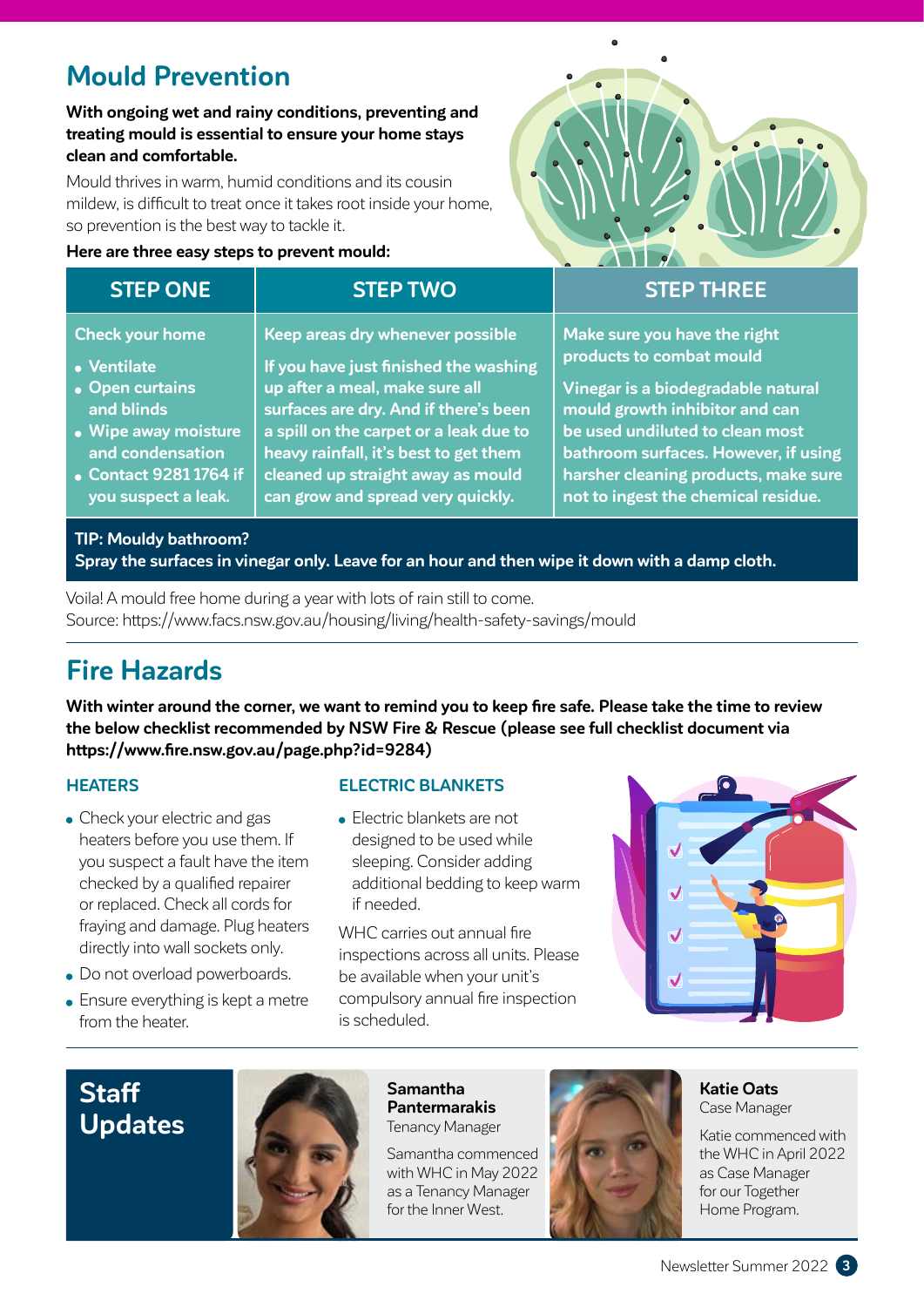## Mould Prevention

**With ongoing wet and rainy conditions, preventing and treating mould is essential to ensure your home stays clean and comfortable.**

Mould thrives in warm, humid conditions and its cousin mildew, is difficult to treat once it takes root inside your home, so prevention is the best way to tackle it.

**Here are three easy steps to prevent mould:**

| STEP ONE | STEP TWO | STEP THREE |
|---|---|---|
| **Check your home**<br>• Ventilate<br>• Open curtains and blinds<br>• Wipe away moisture and condensation<br>• Contact 9281 1764 if you suspect a leak. | **Keep areas dry whenever possible**<br>If you have just finished the washing up after a meal, make sure all surfaces are dry. And if there's been a spill on the carpet or a leak due to heavy rainfall, it's best to get them cleaned up straight away as mould can grow and spread very quickly. | **Make sure you have the right products to combat mould**<br>Vinegar is a biodegradable natural mould growth inhibitor and can be used undiluted to clean most bathroom surfaces. However, if using harsher cleaning products, make sure not to ingest the chemical residue. |

**TIP: Mouldy bathroom?**
**Spray the surfaces in vinegar only. Leave for an hour and then wipe it down with a damp cloth.**

Voila! A mould free home during a year with lots of rain still to come.
Source: https://www.facs.nsw.gov.au/housing/living/health-safety-savings/mould

## Fire Hazards

**With winter around the corner, we want to remind you to keep fire safe. Please take the time to review the below checklist recommended by NSW Fire & Rescue (please see full checklist document via https://www.fire.nsw.gov.au/page.php?id=9284)**

### HEATERS

- Check your electric and gas heaters before you use them. If you suspect a fault have the item checked by a qualified repairer or replaced. Check all cords for fraying and damage. Plug heaters directly into wall sockets only.
- Do not overload powerboards.
- Ensure everything is kept a metre from the heater.

### ELECTRIC BLANKETS

- Electric blankets are not designed to be used while sleeping. Consider adding additional bedding to keep warm if needed.

WHC carries out annual fire inspections across all units. Please be available when your unit's compulsory annual fire inspection is scheduled.

## Staff Updates

**Samantha Pantermarakis**
Tenancy Manager

Samantha commenced with WHC in May 2022 as a Tenancy Manager for the Inner West.

**Katie Oats**
Case Manager

Katie commenced with the WHC in April 2022 as Case Manager for our Together Home Program.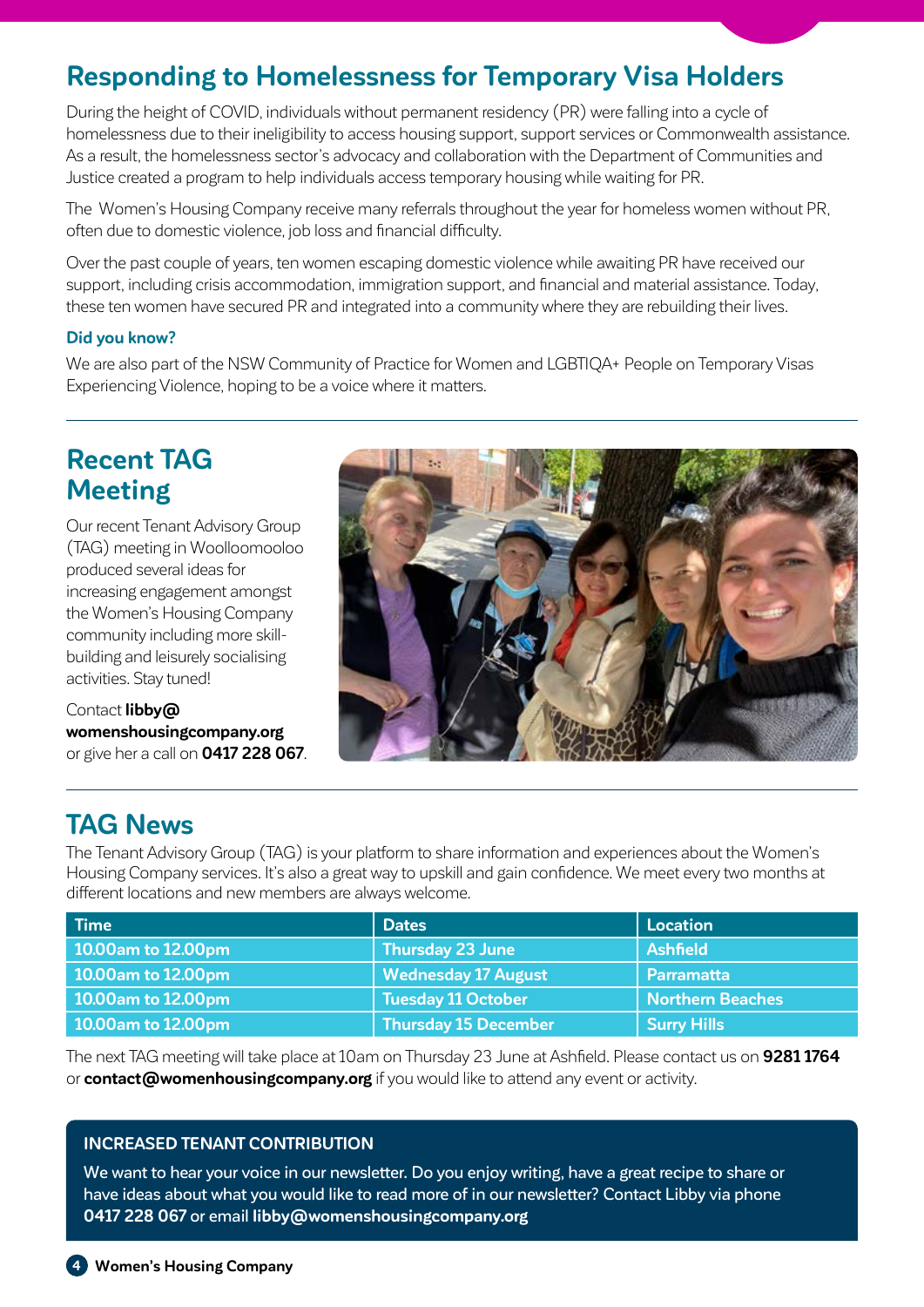## Responding to Homelessness for Temporary Visa Holders

During the height of COVID, individuals without permanent residency (PR) were falling into a cycle of homelessness due to their ineligibility to access housing support, support services or Commonwealth assistance. As a result, the homelessness sector's advocacy and collaboration with the Department of Communities and Justice created a program to help individuals access temporary housing while waiting for PR.

The Women's Housing Company receive many referrals throughout the year for homeless women without PR, often due to domestic violence, job loss and financial difficulty.

Over the past couple of years, ten women escaping domestic violence while awaiting PR have received our support, including crisis accommodation, immigration support, and financial and material assistance. Today, these ten women have secured PR and integrated into a community where they are rebuilding their lives.

#### Did you know?

We are also part of the NSW Community of Practice for Women and LGBTIQA+ People on Temporary Visas Experiencing Violence, hoping to be a voice where it matters.

## Recent TAG Meeting

Our recent Tenant Advisory Group (TAG) meeting in Woolloomooloo produced several ideas for increasing engagement amongst the Women's Housing Company community including more skill-building and leisurely socialising activities. Stay tuned!

Contact **libby@womenshousingcompany.org** or give her a call on **0417 228 067**.

## TAG News

The Tenant Advisory Group (TAG) is your platform to share information and experiences about the Women's Housing Company services. It's also a great way to upskill and gain confidence. We meet every two months at different locations and new members are always welcome.

| Time | Dates | Location |
| --- | --- | --- |
| 10.00am to 12.00pm | Thursday 23 June | Ashfield |
| 10.00am to 12.00pm | Wednesday 17 August | Parramatta |
| 10.00am to 12.00pm | Tuesday 11 October | Northern Beaches |
| 10.00am to 12.00pm | Thursday 15 December | Surry Hills |

The next TAG meeting will take place at 10am on Thursday 23 June at Ashfield. Please contact us on **9281 1764** or **contact@womenhousingcompany.org** if you would like to attend any event or activity.

#### INCREASED TENANT CONTRIBUTION

We want to hear your voice in our newsletter. Do you enjoy writing, have a great recipe to share or have ideas about what you would like to read more of in our newsletter? Contact Libby via phone **0417 228 067** or email **libby@womenshousingcompany.org**